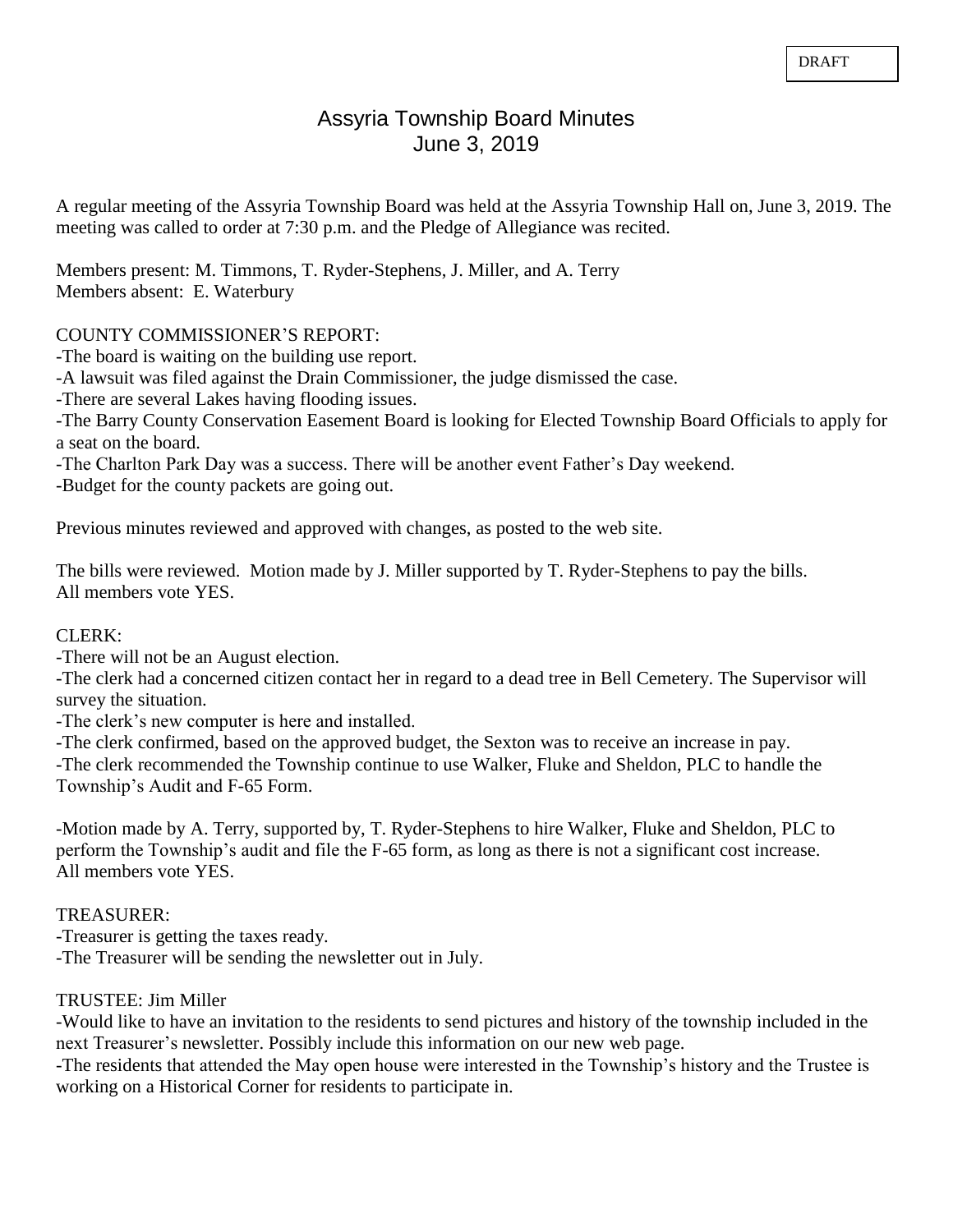DRAFT

# Assyria Township Board Minutes
## June 3, 2019

A regular meeting of the Assyria Township Board was held at the Assyria Township Hall on, June 3, 2019. The meeting was called to order at 7:30 p.m. and the Pledge of Allegiance was recited.

Members present: M. Timmons, T. Ryder-Stephens, J. Miller, and A. Terry
Members absent: E. Waterbury

COUNTY COMMISSIONER'S REPORT:

-The board is waiting on the building use report.
-A lawsuit was filed against the Drain Commissioner, the judge dismissed the case.
-There are several Lakes having flooding issues.
-The Barry County Conservation Easement Board is looking for Elected Township Board Officials to apply for a seat on the board.
-The Charlton Park Day was a success. There will be another event Father's Day weekend.
-Budget for the county packets are going out.

Previous minutes reviewed and approved with changes, as posted to the web site.

The bills were reviewed. Motion made by J. Miller supported by T. Ryder-Stephens to pay the bills.
All members vote YES.

CLERK:

-There will not be an August election.
-The clerk had a concerned citizen contact her in regard to a dead tree in Bell Cemetery. The Supervisor will survey the situation.
-The clerk's new computer is here and installed.
-The clerk confirmed, based on the approved budget, the Sexton was to receive an increase in pay.
-The clerk recommended the Township continue to use Walker, Fluke and Sheldon, PLC to handle the Township's Audit and F-65 Form.

-Motion made by A. Terry, supported by, T. Ryder-Stephens to hire Walker, Fluke and Sheldon, PLC to perform the Township's audit and file the F-65 form, as long as there is not a significant cost increase.
All members vote YES.

TREASURER:

-Treasurer is getting the taxes ready.
-The Treasurer will be sending the newsletter out in July.

TRUSTEE: Jim Miller

-Would like to have an invitation to the residents to send pictures and history of the township included in the next Treasurer's newsletter. Possibly include this information on our new web page.
-The residents that attended the May open house were interested in the Township's history and the Trustee is working on a Historical Corner for residents to participate in.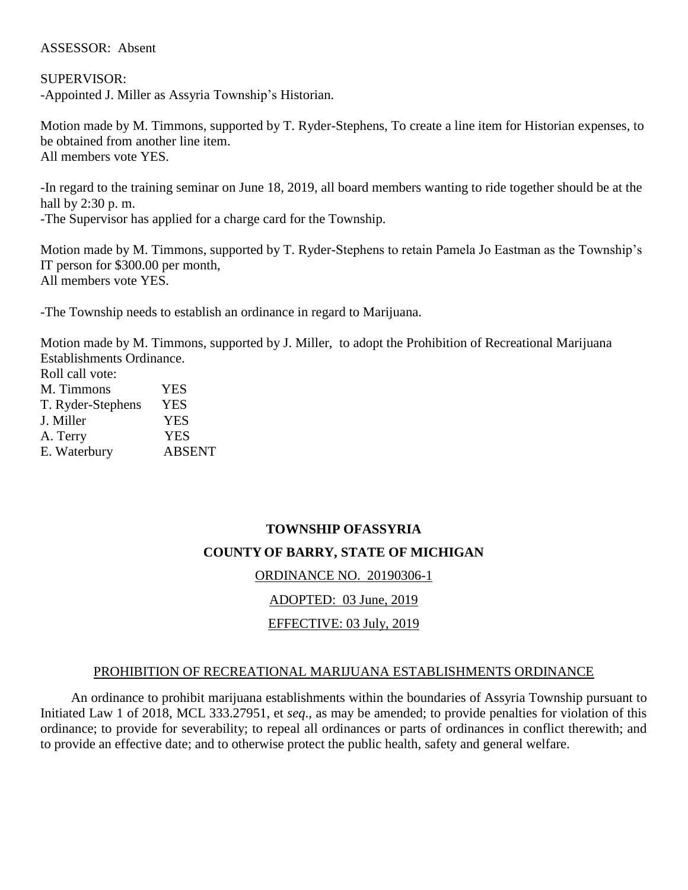ASSESSOR: Absent

SUPERVISOR:
-Appointed J. Miller as Assyria Township's Historian.

Motion made by M. Timmons, supported by T. Ryder-Stephens, To create a line item for Historian expenses, to be obtained from another line item.
All members vote YES.

-In regard to the training seminar on June 18, 2019, all board members wanting to ride together should be at the hall by 2:30 p. m.
-The Supervisor has applied for a charge card for the Township.

Motion made by M. Timmons, supported by T. Ryder-Stephens to retain Pamela Jo Eastman as the Township's IT person for $300.00 per month,
All members vote YES.

-The Township needs to establish an ordinance in regard to Marijuana.

Motion made by M. Timmons, supported by J. Miller, to adopt the Prohibition of Recreational Marijuana Establishments Ordinance.
Roll call vote:

| | |
|---|---|
| M. Timmons | YES |
| T. Ryder-Stephens | YES |
| J. Miller | YES |
| A. Terry | YES |
| E. Waterbury | ABSENT |

**TOWNSHIP OFASSYRIA**

**COUNTY OF BARRY, STATE OF MICHIGAN**

ORDINANCE NO. 20190306-1

ADOPTED: 03 June, 2019

EFFECTIVE: 03 July, 2019

PROHIBITION OF RECREATIONAL MARIJUANA ESTABLISHMENTS ORDINANCE

An ordinance to prohibit marijuana establishments within the boundaries of Assyria Township pursuant to Initiated Law 1 of 2018, MCL 333.27951, et *seq*., as may be amended; to provide penalties for violation of this ordinance; to provide for severability; to repeal all ordinances or parts of ordinances in conflict therewith; and to provide an effective date; and to otherwise protect the public health, safety and general welfare.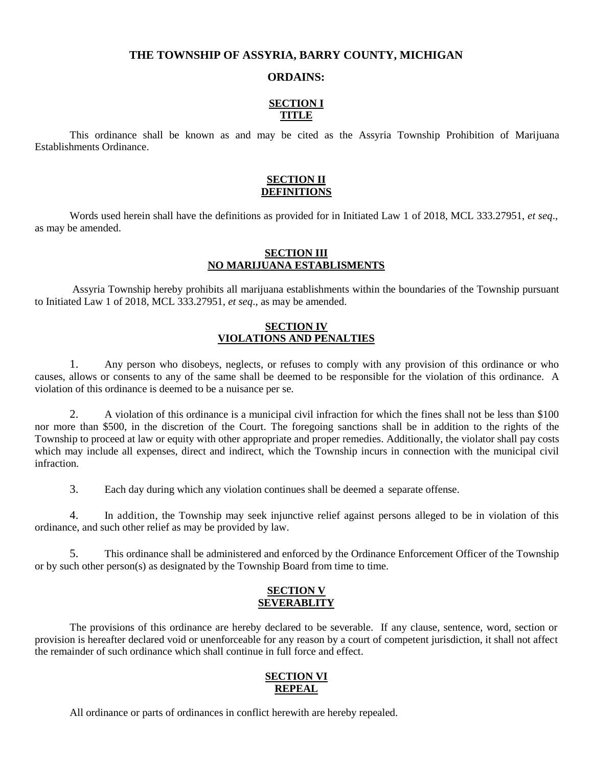**THE TOWNSHIP OF ASSYRIA, BARRY COUNTY, MICHIGAN**

**ORDAINS:**

## SECTION I
## TITLE

This ordinance shall be known as and may be cited as the Assyria Township Prohibition of Marijuana Establishments Ordinance.

## SECTION II
## DEFINITIONS

Words used herein shall have the definitions as provided for in Initiated Law 1 of 2018, MCL 333.27951, *et seq*., as may be amended.

## SECTION III
## NO MARIJUANA ESTABLISMENTS

Assyria Township hereby prohibits all marijuana establishments within the boundaries of the Township pursuant to Initiated Law 1 of 2018, MCL 333.27951, *et seq*., as may be amended.

## SECTION IV
## VIOLATIONS AND PENALTIES

1. Any person who disobeys, neglects, or refuses to comply with any provision of this ordinance or who causes, allows or consents to any of the same shall be deemed to be responsible for the violation of this ordinance. A violation of this ordinance is deemed to be a nuisance per se.

2. A violation of this ordinance is a municipal civil infraction for which the fines shall not be less than $100 nor more than $500, in the discretion of the Court. The foregoing sanctions shall be in addition to the rights of the Township to proceed at law or equity with other appropriate and proper remedies. Additionally, the violator shall pay costs which may include all expenses, direct and indirect, which the Township incurs in connection with the municipal civil infraction.

3. Each day during which any violation continues shall be deemed a separate offense.

4. In addition, the Township may seek injunctive relief against persons alleged to be in violation of this ordinance, and such other relief as may be provided by law.

5. This ordinance shall be administered and enforced by the Ordinance Enforcement Officer of the Township or by such other person(s) as designated by the Township Board from time to time.

## SECTION V
## SEVERABLITY

The provisions of this ordinance are hereby declared to be severable. If any clause, sentence, word, section or provision is hereafter declared void or unenforceable for any reason by a court of competent jurisdiction, it shall not affect the remainder of such ordinance which shall continue in full force and effect.

## SECTION VI
## REPEAL

All ordinance or parts of ordinances in conflict herewith are hereby repealed.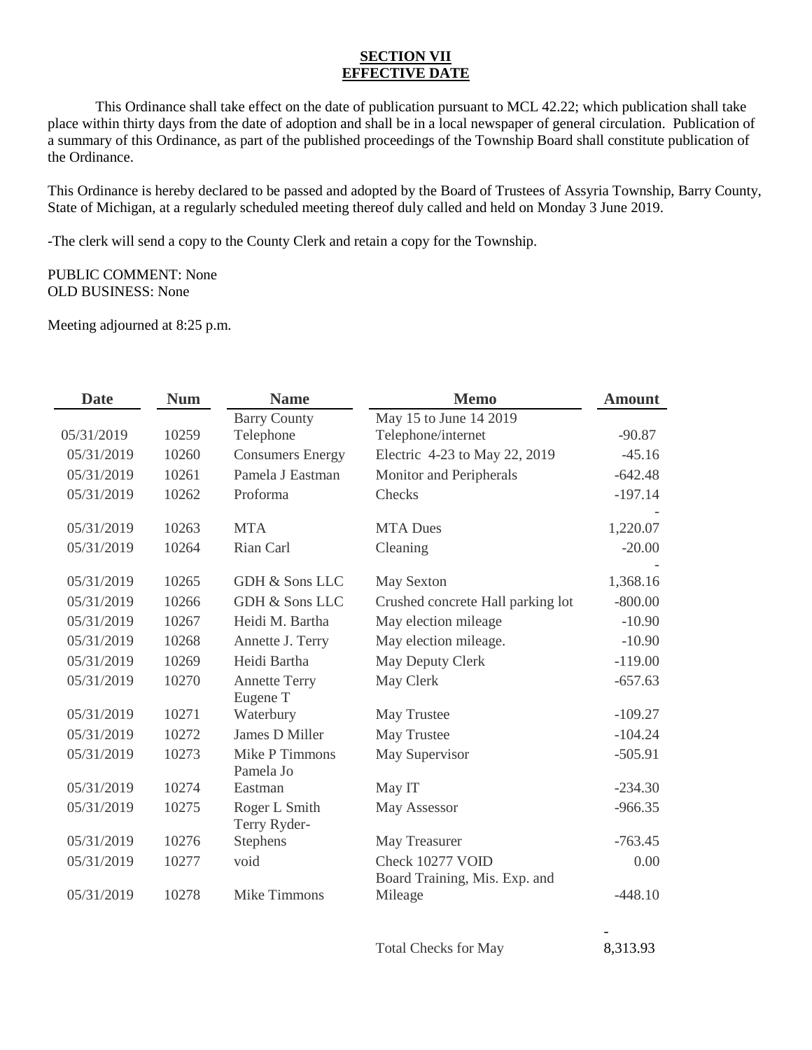**SECTION VII**
**EFFECTIVE DATE**

This Ordinance shall take effect on the date of publication pursuant to MCL 42.22; which publication shall take place within thirty days from the date of adoption and shall be in a local newspaper of general circulation. Publication of a summary of this Ordinance, as part of the published proceedings of the Township Board shall constitute publication of the Ordinance.

This Ordinance is hereby declared to be passed and adopted by the Board of Trustees of Assyria Township, Barry County, State of Michigan, at a regularly scheduled meeting thereof duly called and held on Monday 3 June 2019.

-The clerk will send a copy to the County Clerk and retain a copy for the Township.

PUBLIC COMMENT: None
OLD BUSINESS: None

Meeting adjourned at 8:25 p.m.

| Date | Num | Name | Memo | Amount |
|---|---|---|---|---|
| 05/31/2019 | 10259 | Barry County Telephone | May 15 to June 14 2019 Telephone/internet | -90.87 |
| 05/31/2019 | 10260 | Consumers Energy | Electric 4-23 to May 22, 2019 | -45.16 |
| 05/31/2019 | 10261 | Pamela J Eastman | Monitor and Peripherals | -642.48 |
| 05/31/2019 | 10262 | Proforma | Checks | -197.14 |
| 05/31/2019 | 10263 | MTA | MTA Dues | -1,220.07 |
| 05/31/2019 | 10264 | Rian Carl | Cleaning | -20.00 |
| 05/31/2019 | 10265 | GDH & Sons LLC | May Sexton | -1,368.16 |
| 05/31/2019 | 10266 | GDH & Sons LLC | Crushed concrete Hall parking lot | -800.00 |
| 05/31/2019 | 10267 | Heidi M. Bartha | May election mileage | -10.90 |
| 05/31/2019 | 10268 | Annette J. Terry | May election mileage. | -10.90 |
| 05/31/2019 | 10269 | Heidi Bartha | May Deputy Clerk | -119.00 |
| 05/31/2019 | 10270 | Annette Terry | May Clerk | -657.63 |
| 05/31/2019 | 10271 | Eugene T Waterbury | May Trustee | -109.27 |
| 05/31/2019 | 10272 | James D Miller | May Trustee | -104.24 |
| 05/31/2019 | 10273 | Mike P Timmons | May Supervisor | -505.91 |
| 05/31/2019 | 10274 | Pamela Jo Eastman | May IT | -234.30 |
| 05/31/2019 | 10275 | Roger L Smith | May Assessor | -966.35 |
| 05/31/2019 | 10276 | Terry Ryder-Stephens | May Treasurer | -763.45 |
| 05/31/2019 | 10277 | void | Check 10277 VOID | 0.00 |
| 05/31/2019 | 10278 | Mike Timmons | Board Training, Mis. Exp. and Mileage | -448.10 |
| | | | Total Checks for May | -8,313.93 |